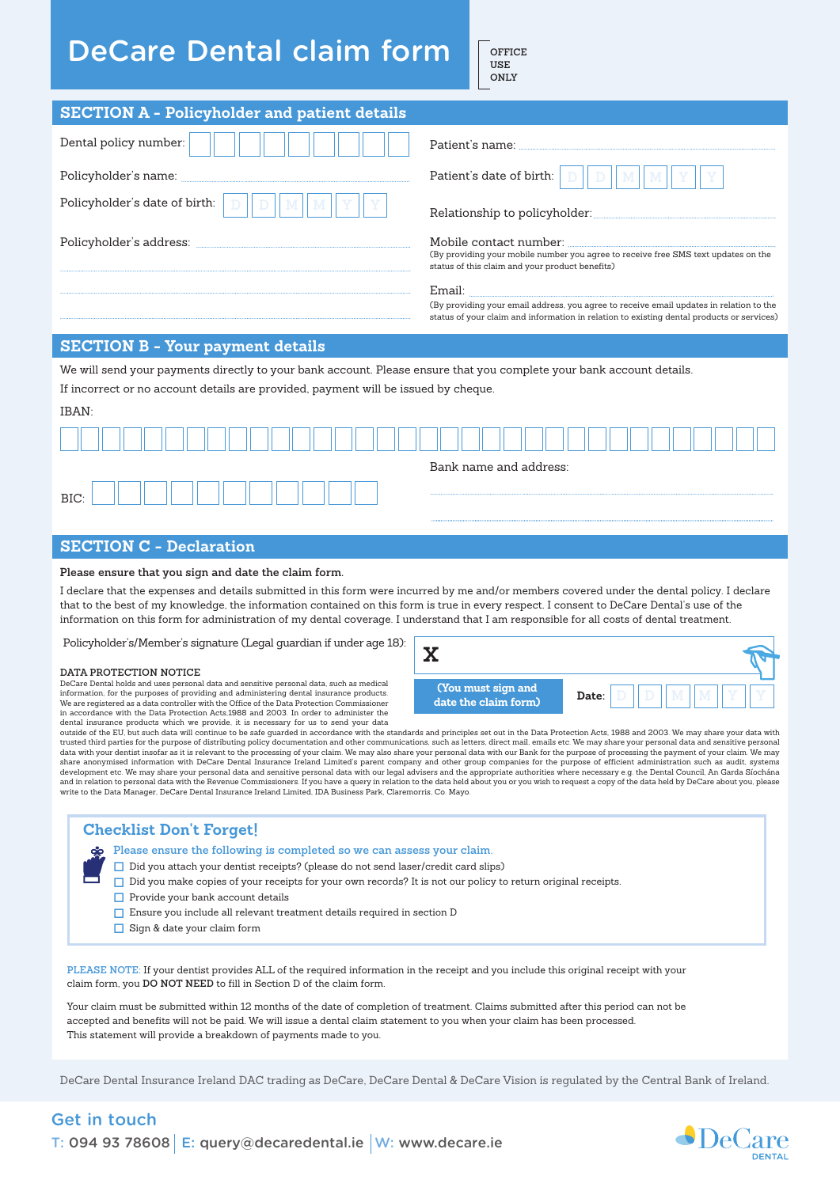# DeCare Dental claim form

OFFICE USE ONLY

## SECTION A - Policyholder and patient details

Dental policy number:

Policyholder's name:

Policyholder's date of birth: D D M M Y Y

Policyholder's address:

Patient's name:

Patient's date of birth: D D M M Y Y

Relationship to policyholder:

Mobile contact number:
(By providing your mobile number you agree to receive free SMS text updates on the status of this claim and your product benefits)

Email:
(By providing your email address, you agree to receive email updates in relation to the status of your claim and information in relation to existing dental products or services)

## SECTION B - Your payment details

We will send your payments directly to your bank account. Please ensure that you complete your bank account details.

If incorrect or no account details are provided, payment will be issued by cheque.

IBAN:

BIC:

Bank name and address:

## SECTION C - Declaration

**Please ensure that you sign and date the claim form.**

I declare that the expenses and details submitted in this form were incurred by me and/or members covered under the dental policy. I declare that to the best of my knowledge, the information contained on this form is true in every respect. I consent to DeCare Dental's use of the information on this form for administration of my dental coverage. I understand that I am responsible for all costs of dental treatment.

Policyholder's/Member's signature (Legal guardian if under age 18): **X**

(You must sign and date the claim form)

Date: D D M M Y Y

**DATA PROTECTION NOTICE**

DeCare Dental holds and uses personal data and sensitive personal data, such as medical information, for the purposes of providing and administering dental insurance products. We are registered as a data controller with the Office of the Data Protection Commissioner in accordance with the Data Protection Acts 1988 and 2003. In order to administer the dental insurance products which we provide, it is necessary for us to send your data outside of the EU, but such data will continue to be safe guarded in accordance with the standards and principles set out in the Data Protection Acts, 1988 and 2003. We may share your data with trusted third parties for the purpose of distributing policy documentation and other communications, such as letters, direct mail, emails etc. We may share your personal data and sensitive personal data with your dentist insofar as it is relevant to the processing of your claim. We may also share your personal data with our Bank for the purpose of processing the payment of your claim. We may share anonymised information with DeCare Dental Insurance Ireland Limited's parent company and other group companies for the purpose of efficient administration such as audit, systems development etc. We may share your personal data and sensitive personal data with our legal advisers and the appropriate authorities where necessary e.g. the Dental Council, An Garda Síochána and in relation to personal data with the Revenue Commissioners. If you have a query in relation to the data held about you or you wish to request a copy of the data held by DeCare about you, please write to the Data Manager, DeCare Dental Insurance Ireland Limited, IDA Business Park, Claremorris, Co. Mayo.

### Checklist Don't Forget!

Please ensure the following is completed so we can assess your claim.

- ☐ Did you attach your dentist receipts? (please do not send laser/credit card slips)
- ☐ Did you make copies of your receipts for your own records? It is not our policy to return original receipts.
- ☐ Provide your bank account details
- ☐ Ensure you include all relevant treatment details required in section D
- ☐ Sign & date your claim form

PLEASE NOTE: If your dentist provides ALL of the required information in the receipt and you include this original receipt with your claim form, you DO NOT NEED to fill in Section D of the claim form.

Your claim must be submitted within 12 months of the date of completion of treatment. Claims submitted after this period can not be accepted and benefits will not be paid. We will issue a dental claim statement to you when your claim has been processed. This statement will provide a breakdown of payments made to you.

DeCare Dental Insurance Ireland DAC trading as DeCare, DeCare Dental & DeCare Vision is regulated by the Central Bank of Ireland.

## Get in touch

T: 094 93 78608 | E: query@decaredental.ie | W: www.decare.ie

DeCare DENTAL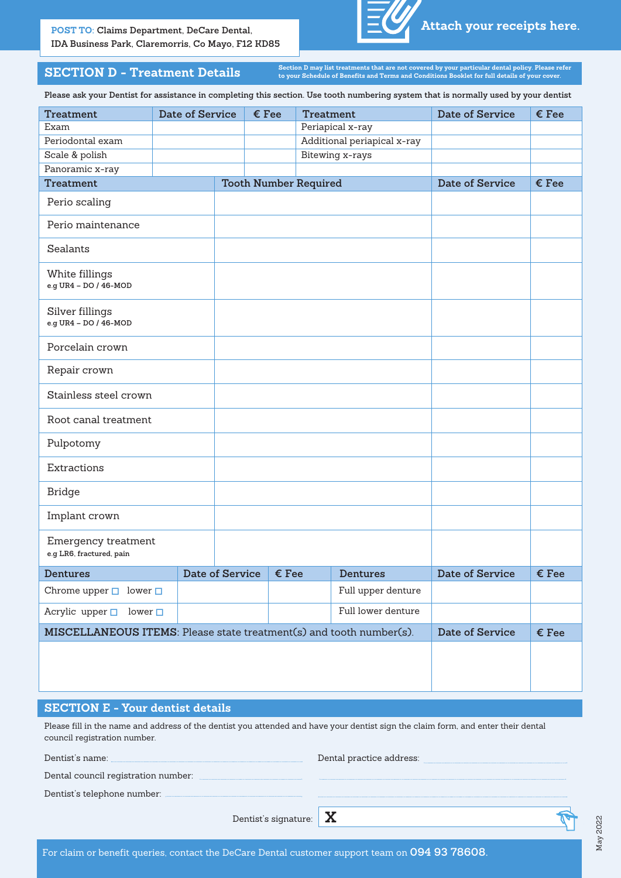**POST TO:** Claims Department, DeCare Dental, IDA Business Park, Claremorris, Co Mayo, F12 KD85

**Attach your receipts here.**

## SECTION D - Treatment Details

Section D may list treatments that are not covered by your particular dental policy. Please refer to your Schedule of Benefits and Terms and Conditions Booklet for full details of your cover.

Please ask your Dentist for assistance in completing this section. Use tooth numbering system that is normally used by your dentist

| Treatment | Date of Service | € Fee | Treatment | Date of Service | € Fee |
|---|---|---|---|---|---|
| Exam | | | Periapical x-ray | | |
| Periodontal exam | | | Additional periapical x-ray | | |
| Scale & polish | | | Bitewing x-rays | | |
| Panoramic x-ray | | | | | |

| Treatment | Tooth Number Required | Date of Service | € Fee |
|---|---|---|---|
| Perio scaling | | | |
| Perio maintenance | | | |
| Sealants | | | |
| White fillings<br>e.g UR4 – DO / 46-MOD | | | |
| Silver fillings<br>e.g UR4 – DO / 46-MOD | | | |
| Porcelain crown | | | |
| Repair crown | | | |
| Stainless steel crown | | | |
| Root canal treatment | | | |
| Pulpotomy | | | |
| Extractions | | | |
| Bridge | | | |
| Implant crown | | | |
| Emergency treatment<br>e.g LR6, fractured, pain | | | |

| Dentures | Date of Service | € Fee | Dentures | Date of Service | € Fee |
|---|---|---|---|---|---|
| Chrome upper ☐ lower ☐ | | | Full upper denture | | |
| Acrylic upper ☐ lower ☐ | | | Full lower denture | | |

| **MISCELLANEOUS ITEMS**: Please state treatment(s) and tooth number(s). | Date of Service | € Fee |
|---|---|---|
| | | |

## SECTION E - Your dentist details

Please fill in the name and address of the dentist you attended and have your dentist sign the claim form, and enter their dental council registration number.

Dentist's name: ..............................

Dental practice address: ..............................

Dental council registration number: ..............................

Dentist's telephone number: ..............................

Dentist's signature: **X**

May 2022

For claim or benefit queries, contact the DeCare Dental customer support team on **094 93 78608**.